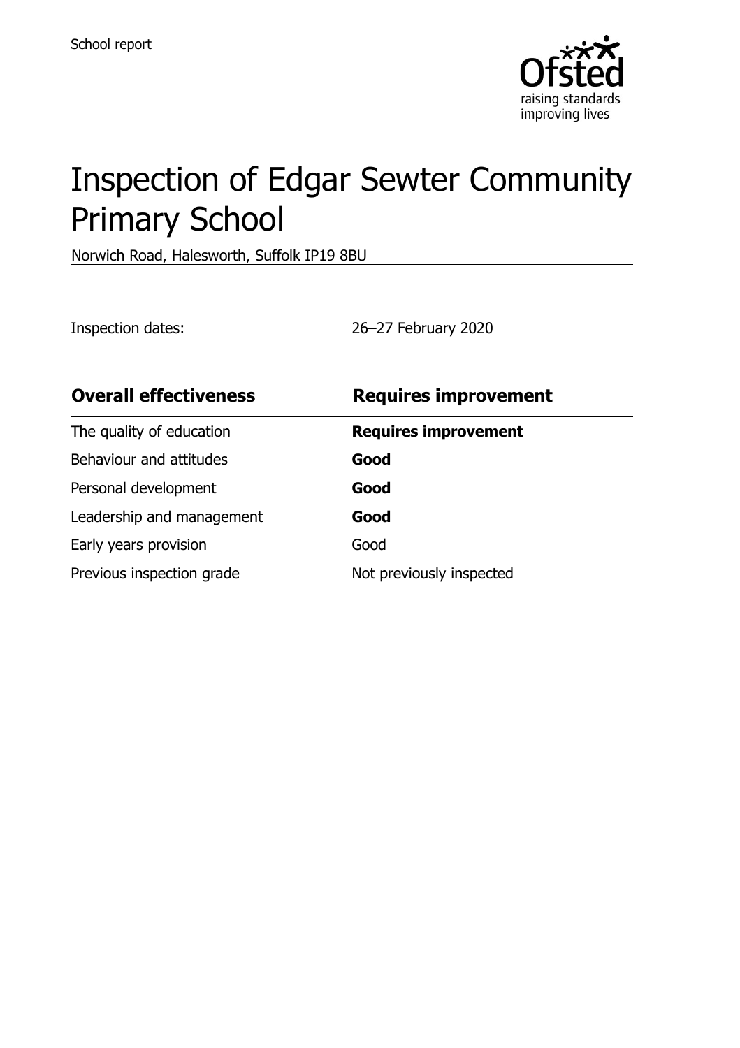School report

# Inspection of Edgar Sewter Community Primary School

Norwich Road, Halesworth, Suffolk IP19 8BU

Inspection dates: 26–27 February 2020

| **Overall effectiveness** | **Requires improvement** |
| --- | --- |
| The quality of education | **Requires improvement** |
| Behaviour and attitudes | **Good** |
| Personal development | **Good** |
| Leadership and management | **Good** |
| Early years provision | Good |
| Previous inspection grade | Not previously inspected |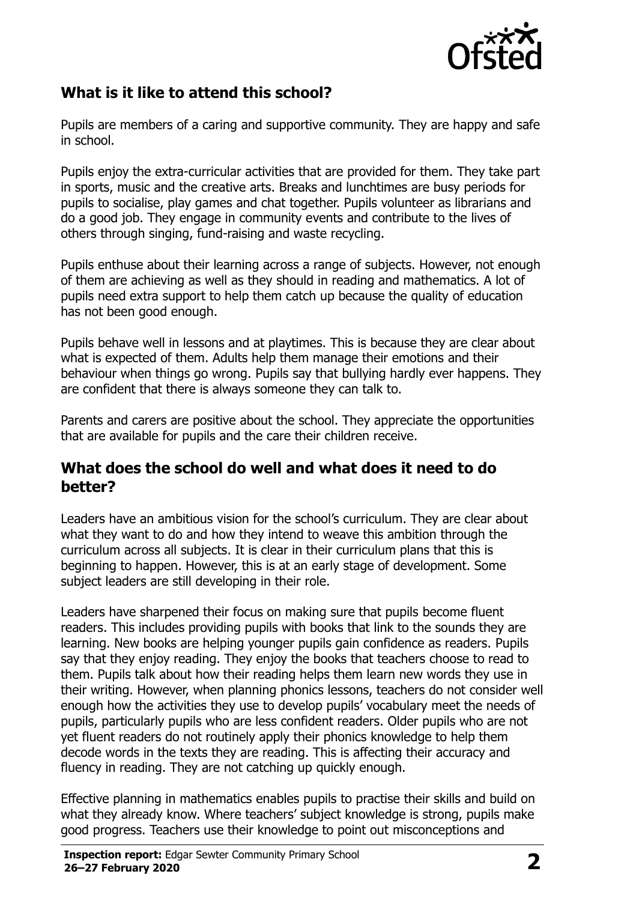## What is it like to attend this school?

Pupils are members of a caring and supportive community. They are happy and safe in school.

Pupils enjoy the extra-curricular activities that are provided for them. They take part in sports, music and the creative arts. Breaks and lunchtimes are busy periods for pupils to socialise, play games and chat together. Pupils volunteer as librarians and do a good job. They engage in community events and contribute to the lives of others through singing, fund-raising and waste recycling.

Pupils enthuse about their learning across a range of subjects. However, not enough of them are achieving as well as they should in reading and mathematics. A lot of pupils need extra support to help them catch up because the quality of education has not been good enough.

Pupils behave well in lessons and at playtimes. This is because they are clear about what is expected of them. Adults help them manage their emotions and their behaviour when things go wrong. Pupils say that bullying hardly ever happens. They are confident that there is always someone they can talk to.

Parents and carers are positive about the school. They appreciate the opportunities that are available for pupils and the care their children receive.

## What does the school do well and what does it need to do better?

Leaders have an ambitious vision for the school's curriculum. They are clear about what they want to do and how they intend to weave this ambition through the curriculum across all subjects. It is clear in their curriculum plans that this is beginning to happen. However, this is at an early stage of development. Some subject leaders are still developing in their role.

Leaders have sharpened their focus on making sure that pupils become fluent readers. This includes providing pupils with books that link to the sounds they are learning. New books are helping younger pupils gain confidence as readers. Pupils say that they enjoy reading. They enjoy the books that teachers choose to read to them. Pupils talk about how their reading helps them learn new words they use in their writing. However, when planning phonics lessons, teachers do not consider well enough how the activities they use to develop pupils' vocabulary meet the needs of pupils, particularly pupils who are less confident readers. Older pupils who are not yet fluent readers do not routinely apply their phonics knowledge to help them decode words in the texts they are reading. This is affecting their accuracy and fluency in reading. They are not catching up quickly enough.

Effective planning in mathematics enables pupils to practise their skills and build on what they already know. Where teachers' subject knowledge is strong, pupils make good progress. Teachers use their knowledge to point out misconceptions and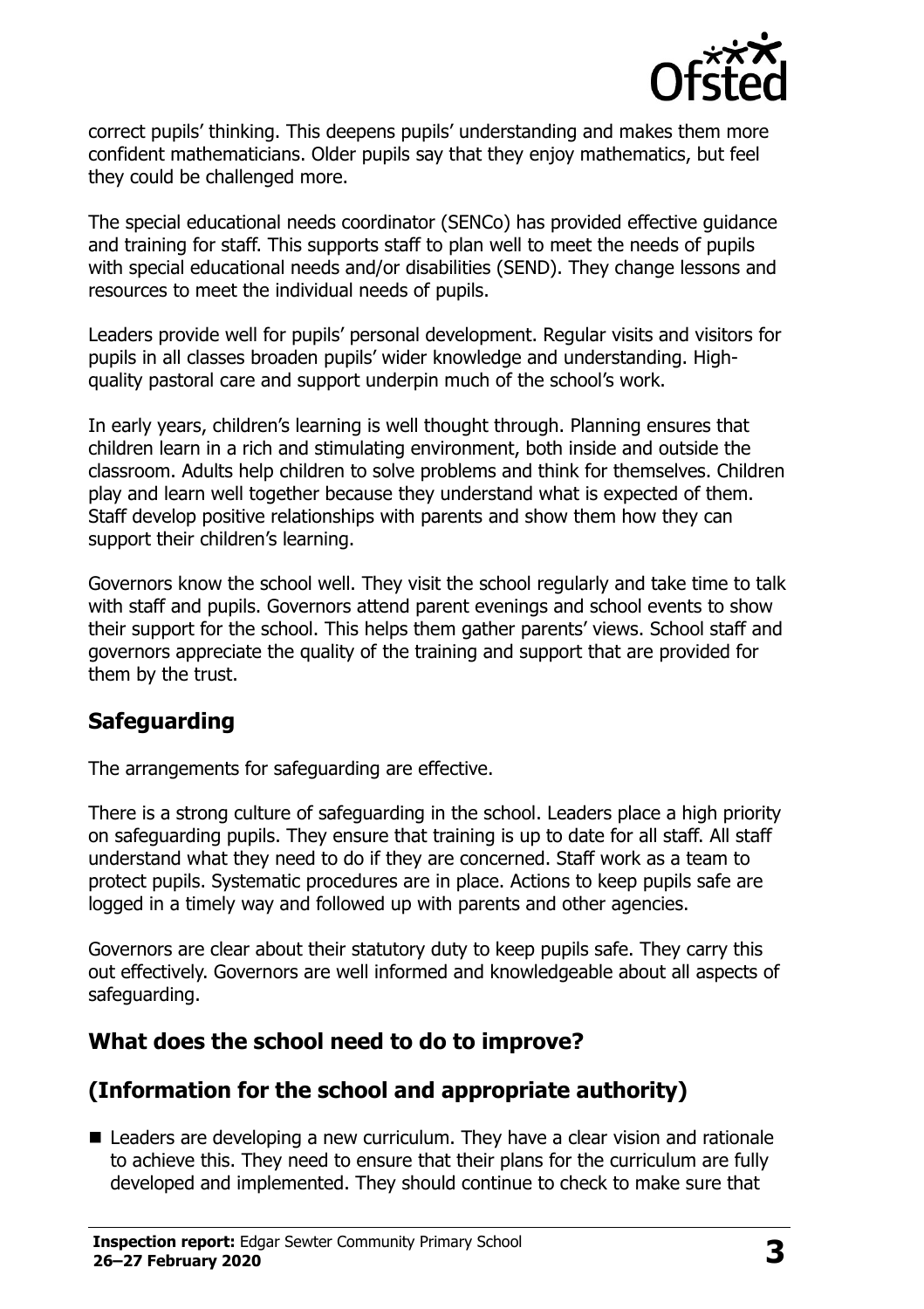correct pupils' thinking. This deepens pupils' understanding and makes them more confident mathematicians. Older pupils say that they enjoy mathematics, but feel they could be challenged more.

The special educational needs coordinator (SENCo) has provided effective guidance and training for staff. This supports staff to plan well to meet the needs of pupils with special educational needs and/or disabilities (SEND). They change lessons and resources to meet the individual needs of pupils.

Leaders provide well for pupils' personal development. Regular visits and visitors for pupils in all classes broaden pupils' wider knowledge and understanding. High-quality pastoral care and support underpin much of the school's work.

In early years, children's learning is well thought through. Planning ensures that children learn in a rich and stimulating environment, both inside and outside the classroom. Adults help children to solve problems and think for themselves. Children play and learn well together because they understand what is expected of them. Staff develop positive relationships with parents and show them how they can support their children's learning.

Governors know the school well. They visit the school regularly and take time to talk with staff and pupils. Governors attend parent evenings and school events to show their support for the school. This helps them gather parents' views. School staff and governors appreciate the quality of the training and support that are provided for them by the trust.

## Safeguarding

The arrangements for safeguarding are effective.

There is a strong culture of safeguarding in the school. Leaders place a high priority on safeguarding pupils. They ensure that training is up to date for all staff. All staff understand what they need to do if they are concerned. Staff work as a team to protect pupils. Systematic procedures are in place. Actions to keep pupils safe are logged in a timely way and followed up with parents and other agencies.

Governors are clear about their statutory duty to keep pupils safe. They carry this out effectively. Governors are well informed and knowledgeable about all aspects of safeguarding.

## What does the school need to do to improve?

## (Information for the school and appropriate authority)

- Leaders are developing a new curriculum. They have a clear vision and rationale to achieve this. They need to ensure that their plans for the curriculum are fully developed and implemented. They should continue to check to make sure that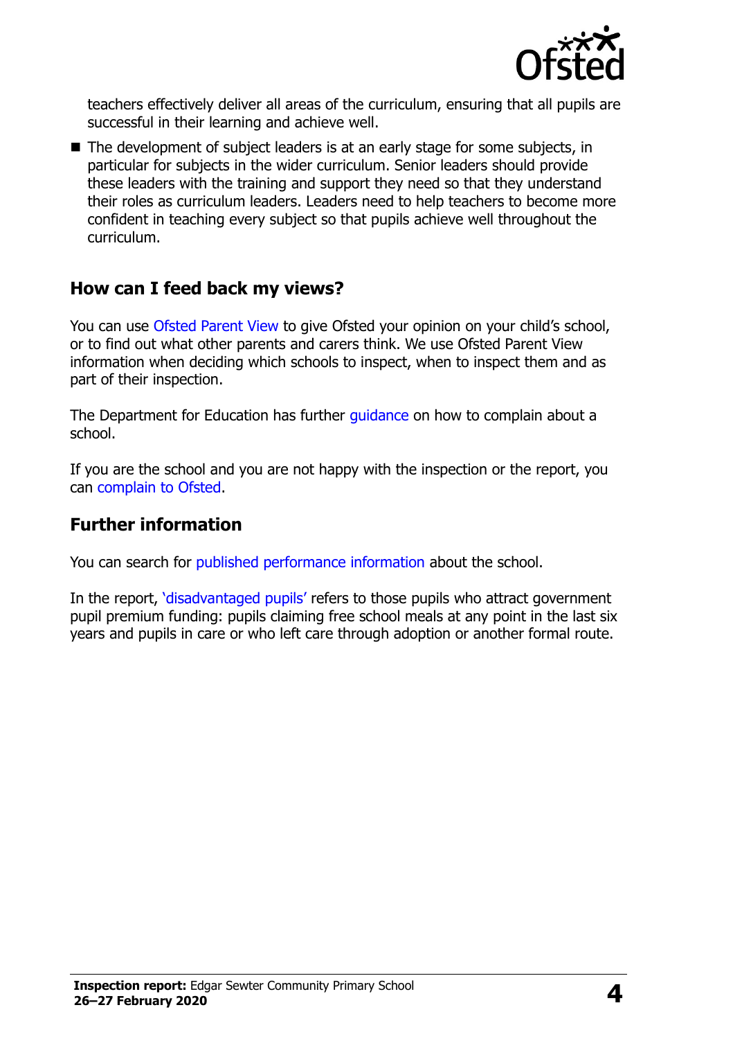teachers effectively deliver all areas of the curriculum, ensuring that all pupils are successful in their learning and achieve well.

- The development of subject leaders is at an early stage for some subjects, in particular for subjects in the wider curriculum. Senior leaders should provide these leaders with the training and support they need so that they understand their roles as curriculum leaders. Leaders need to help teachers to become more confident in teaching every subject so that pupils achieve well throughout the curriculum.

## How can I feed back my views?

You can use Ofsted Parent View to give Ofsted your opinion on your child's school, or to find out what other parents and carers think. We use Ofsted Parent View information when deciding which schools to inspect, when to inspect them and as part of their inspection.

The Department for Education has further guidance on how to complain about a school.

If you are the school and you are not happy with the inspection or the report, you can complain to Ofsted.

## Further information

You can search for published performance information about the school.

In the report, 'disadvantaged pupils' refers to those pupils who attract government pupil premium funding: pupils claiming free school meals at any point in the last six years and pupils in care or who left care through adoption or another formal route.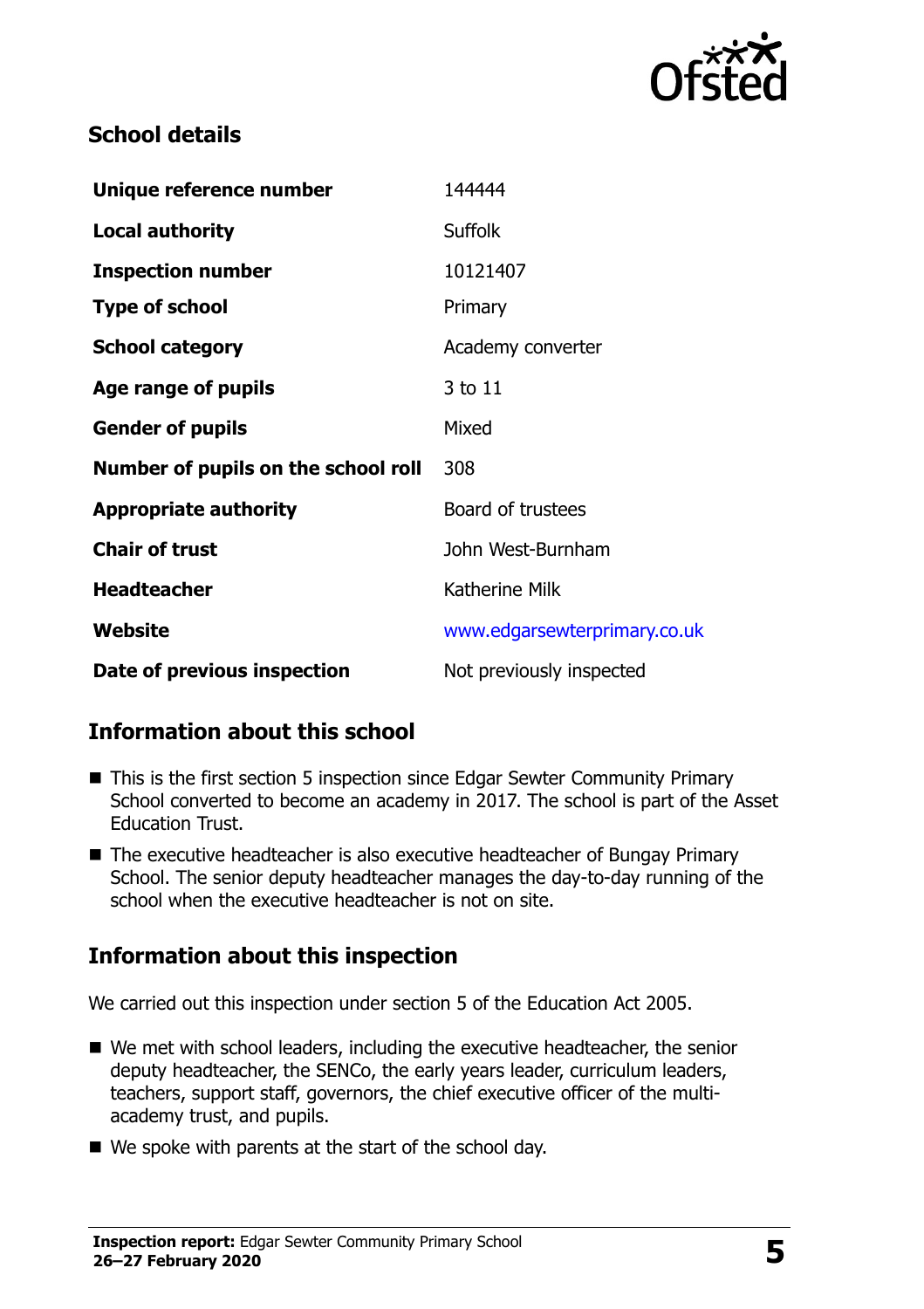## School details

| | |
|---|---|
| **Unique reference number** | 144444 |
| **Local authority** | Suffolk |
| **Inspection number** | 10121407 |
| **Type of school** | Primary |
| **School category** | Academy converter |
| **Age range of pupils** | 3 to 11 |
| **Gender of pupils** | Mixed |
| **Number of pupils on the school roll** | 308 |
| **Appropriate authority** | Board of trustees |
| **Chair of trust** | John West-Burnham |
| **Headteacher** | Katherine Milk |
| **Website** | www.edgarsewterprimary.co.uk |
| **Date of previous inspection** | Not previously inspected |

## Information about this school

- This is the first section 5 inspection since Edgar Sewter Community Primary School converted to become an academy in 2017. The school is part of the Asset Education Trust.
- The executive headteacher is also executive headteacher of Bungay Primary School. The senior deputy headteacher manages the day-to-day running of the school when the executive headteacher is not on site.

## Information about this inspection

We carried out this inspection under section 5 of the Education Act 2005.

- We met with school leaders, including the executive headteacher, the senior deputy headteacher, the SENCo, the early years leader, curriculum leaders, teachers, support staff, governors, the chief executive officer of the multi-academy trust, and pupils.
- We spoke with parents at the start of the school day.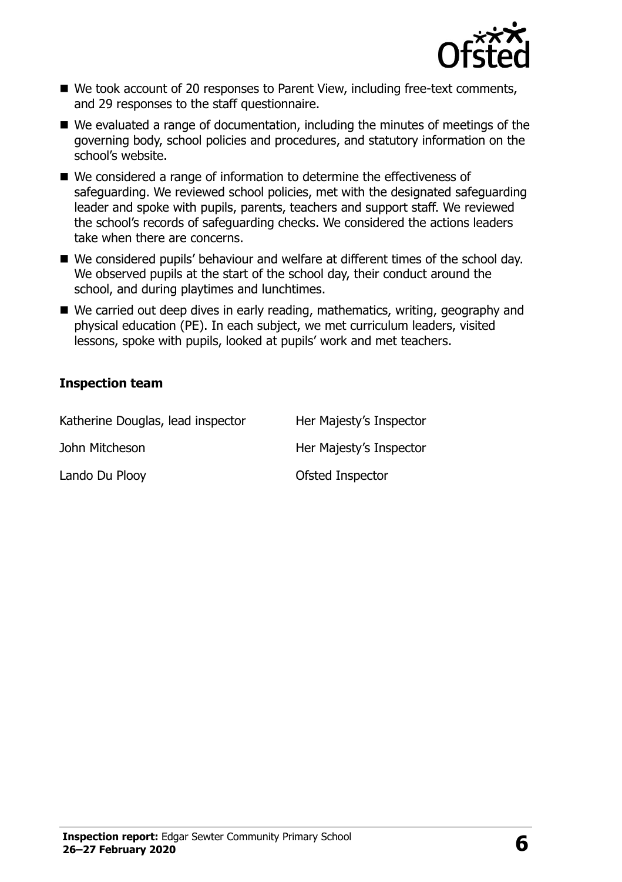- We took account of 20 responses to Parent View, including free-text comments, and 29 responses to the staff questionnaire.
- We evaluated a range of documentation, including the minutes of meetings of the governing body, school policies and procedures, and statutory information on the school's website.
- We considered a range of information to determine the effectiveness of safeguarding. We reviewed school policies, met with the designated safeguarding leader and spoke with pupils, parents, teachers and support staff. We reviewed the school's records of safeguarding checks. We considered the actions leaders take when there are concerns.
- We considered pupils' behaviour and welfare at different times of the school day. We observed pupils at the start of the school day, their conduct around the school, and during playtimes and lunchtimes.
- We carried out deep dives in early reading, mathematics, writing, geography and physical education (PE). In each subject, we met curriculum leaders, visited lessons, spoke with pupils, looked at pupils' work and met teachers.

### Inspection team

| | |
|---|---|
| Katherine Douglas, lead inspector | Her Majesty's Inspector |
| John Mitcheson | Her Majesty's Inspector |
| Lando Du Plooy | Ofsted Inspector |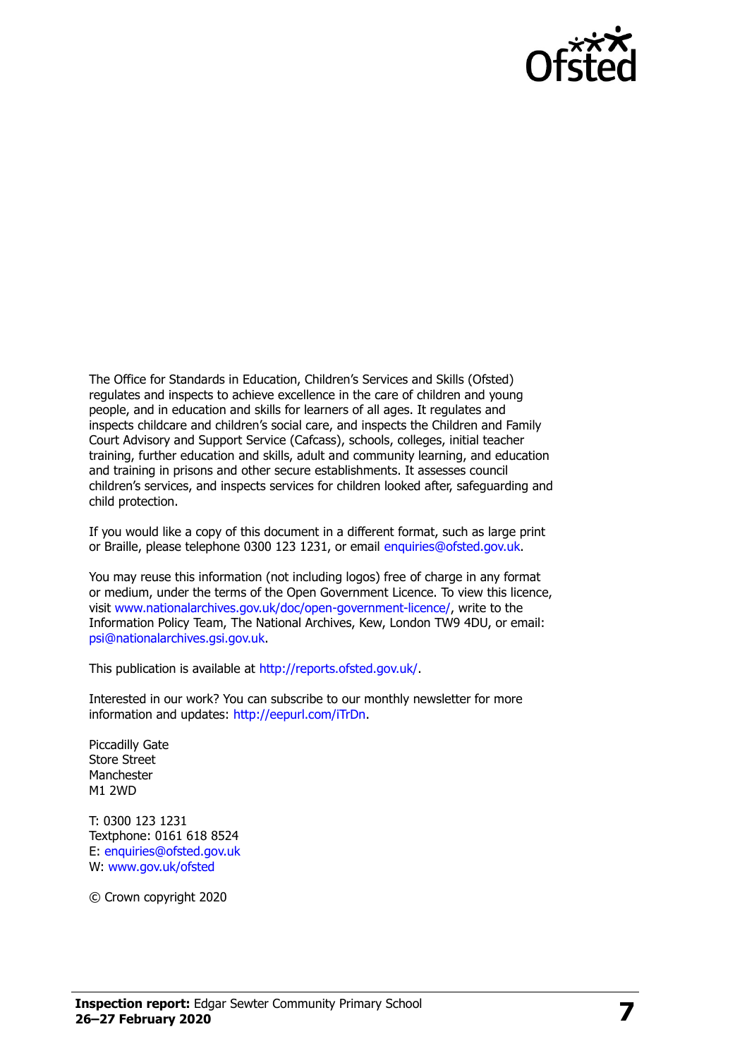The Office for Standards in Education, Children's Services and Skills (Ofsted) regulates and inspects to achieve excellence in the care of children and young people, and in education and skills for learners of all ages. It regulates and inspects childcare and children's social care, and inspects the Children and Family Court Advisory and Support Service (Cafcass), schools, colleges, initial teacher training, further education and skills, adult and community learning, and education and training in prisons and other secure establishments. It assesses council children's services, and inspects services for children looked after, safeguarding and child protection.

If you would like a copy of this document in a different format, such as large print or Braille, please telephone 0300 123 1231, or email enquiries@ofsted.gov.uk.

You may reuse this information (not including logos) free of charge in any format or medium, under the terms of the Open Government Licence. To view this licence, visit www.nationalarchives.gov.uk/doc/open-government-licence/, write to the Information Policy Team, The National Archives, Kew, London TW9 4DU, or email: psi@nationalarchives.gsi.gov.uk.

This publication is available at http://reports.ofsted.gov.uk/.

Interested in our work? You can subscribe to our monthly newsletter for more information and updates: http://eepurl.com/iTrDn.

Piccadilly Gate
Store Street
Manchester
M1 2WD

T: 0300 123 1231
Textphone: 0161 618 8524
E: enquiries@ofsted.gov.uk
W: www.gov.uk/ofsted

© Crown copyright 2020